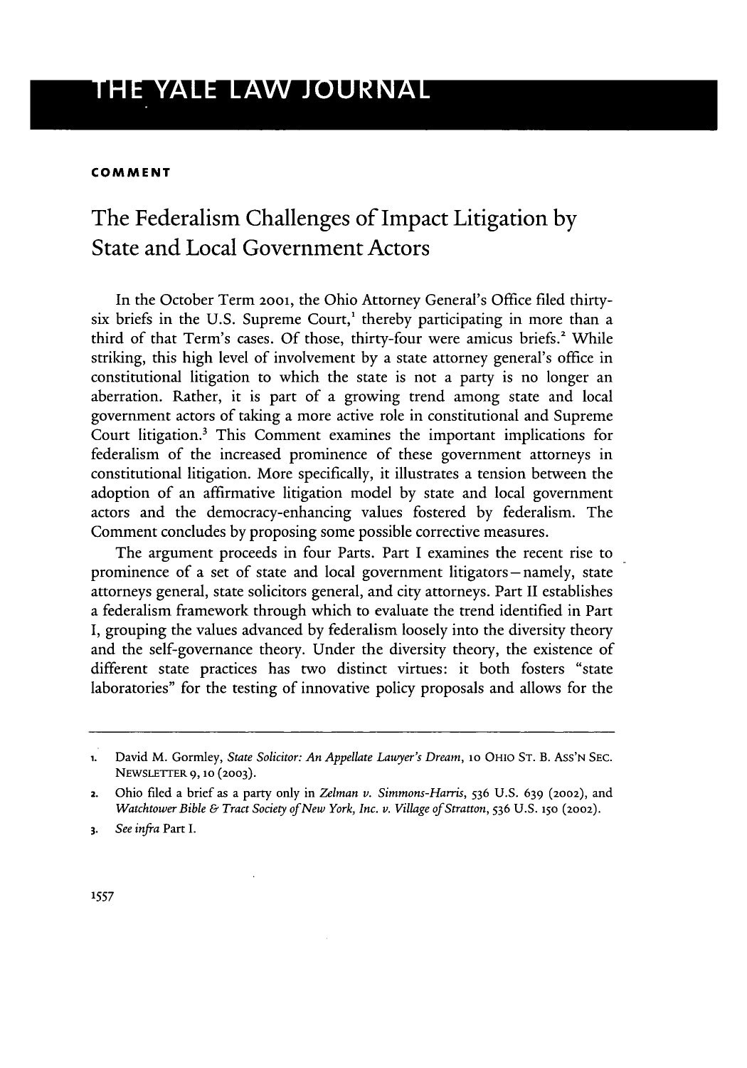**COMMENT**

# The Federalism Challenges of Impact Litigation by State and Local Government Actors

In the October Term 2001, the Ohio Attorney General's Office filed thirty-six briefs in the U.S. Supreme Court,[1] thereby participating in more than a third of that Term's cases. Of those, thirty-four were amicus briefs.[2] While striking, this high level of involvement by a state attorney general's office in constitutional litigation to which the state is not a party is no longer an aberration. Rather, it is part of a growing trend among state and local government actors of taking a more active role in constitutional and Supreme Court litigation.[3] This Comment examines the important implications for federalism of the increased prominence of these government attorneys in constitutional litigation. More specifically, it illustrates a tension between the adoption of an affirmative litigation model by state and local government actors and the democracy-enhancing values fostered by federalism. The Comment concludes by proposing some possible corrective measures.

The argument proceeds in four Parts. Part I examines the recent rise to prominence of a set of state and local government litigators—namely, state attorneys general, state solicitors general, and city attorneys. Part II establishes a federalism framework through which to evaluate the trend identified in Part I, grouping the values advanced by federalism loosely into the diversity theory and the self-governance theory. Under the diversity theory, the existence of different state practices has two distinct virtues: it both fosters "state laboratories" for the testing of innovative policy proposals and allows for the

---

1. David M. Gormley, *State Solicitor: An Appellate Lawyer's Dream*, 10 OHIO ST. B. ASS'N SEC. NEWSLETTER 9, 10 (2003).
2. Ohio filed a brief as a party only in *Zelman v. Simmons-Harris*, 536 U.S. 639 (2002), and *Watchtower Bible & Tract Society of New York, Inc. v. Village of Stratton*, 536 U.S. 150 (2002).
3. *See infra* Part I.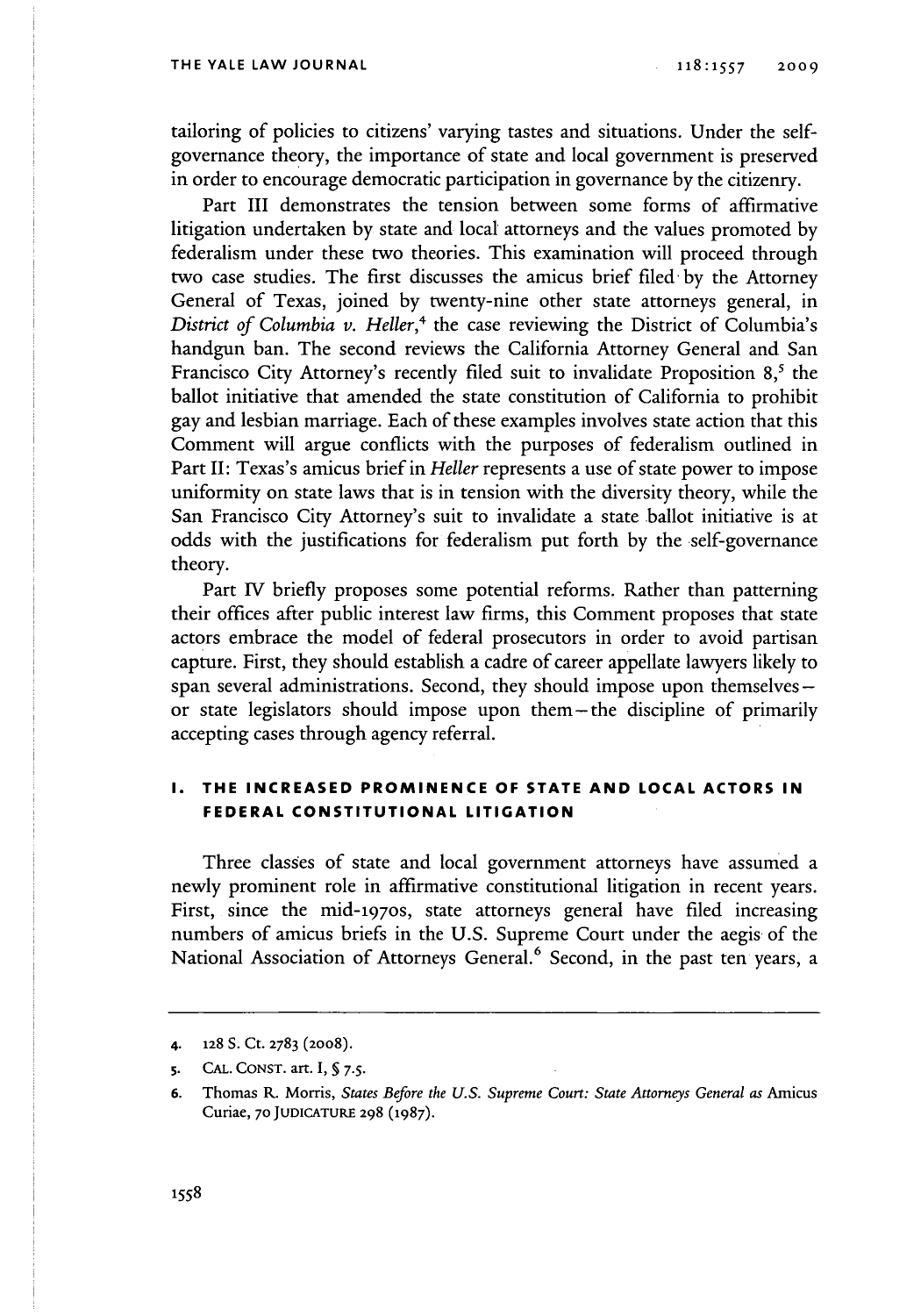tailoring of policies to citizens' varying tastes and situations. Under the self-governance theory, the importance of state and local government is preserved in order to encourage democratic participation in governance by the citizenry.

Part III demonstrates the tension between some forms of affirmative litigation undertaken by state and local attorneys and the values promoted by federalism under these two theories. This examination will proceed through two case studies. The first discusses the amicus brief filed by the Attorney General of Texas, joined by twenty-nine other state attorneys general, in *District of Columbia v. Heller*,[4] the case reviewing the District of Columbia's handgun ban. The second reviews the California Attorney General and San Francisco City Attorney's recently filed suit to invalidate Proposition 8,[5] the ballot initiative that amended the state constitution of California to prohibit gay and lesbian marriage. Each of these examples involves state action that this Comment will argue conflicts with the purposes of federalism outlined in Part II: Texas's amicus brief in *Heller* represents a use of state power to impose uniformity on state laws that is in tension with the diversity theory, while the San Francisco City Attorney's suit to invalidate a state ballot initiative is at odds with the justifications for federalism put forth by the self-governance theory.

Part IV briefly proposes some potential reforms. Rather than patterning their offices after public interest law firms, this Comment proposes that state actors embrace the model of federal prosecutors in order to avoid partisan capture. First, they should establish a cadre of career appellate lawyers likely to span several administrations. Second, they should impose upon themselves—or state legislators should impose upon them—the discipline of primarily accepting cases through agency referral.

## I. THE INCREASED PROMINENCE OF STATE AND LOCAL ACTORS IN FEDERAL CONSTITUTIONAL LITIGATION

Three classes of state and local government attorneys have assumed a newly prominent role in affirmative constitutional litigation in recent years. First, since the mid-1970s, state attorneys general have filed increasing numbers of amicus briefs in the U.S. Supreme Court under the aegis of the National Association of Attorneys General.[6] Second, in the past ten years, a

---

4. 128 S. Ct. 2783 (2008).

5. CAL. CONST. art. I, § 7.5.

6. Thomas R. Morris, *States Before the U.S. Supreme Court: State Attorneys General as* Amicus Curiae, 70 JUDICATURE 298 (1987).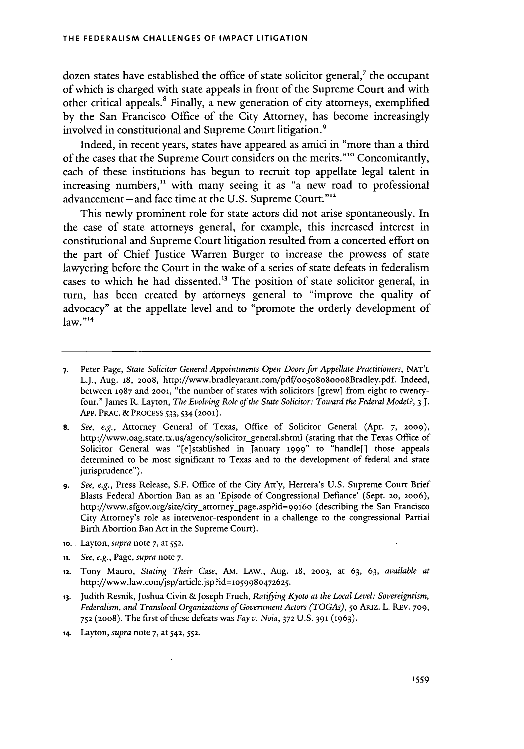dozen states have established the office of state solicitor general,[7] the occupant of which is charged with state appeals in front of the Supreme Court and with other critical appeals.[8] Finally, a new generation of city attorneys, exemplified by the San Francisco Office of the City Attorney, has become increasingly involved in constitutional and Supreme Court litigation.[9]

Indeed, in recent years, states have appeared as amici in "more than a third of the cases that the Supreme Court considers on the merits."[10] Concomitantly, each of these institutions has begun to recruit top appellate legal talent in increasing numbers,[11] with many seeing it as "a new road to professional advancement—and face time at the U.S. Supreme Court."[12]

This newly prominent role for state actors did not arise spontaneously. In the case of state attorneys general, for example, this increased interest in constitutional and Supreme Court litigation resulted from a concerted effort on the part of Chief Justice Warren Burger to increase the prowess of state lawyering before the Court in the wake of a series of state defeats in federalism cases to which he had dissented.[13] The position of state solicitor general, in turn, has been created by attorneys general to "improve the quality of advocacy" at the appellate level and to "promote the orderly development of law."[14]

---

7. Peter Page, *State Solicitor General Appointments Open Doors for Appellate Practitioners*, NAT'L L.J., Aug. 18, 2008, http://www.bradleyarant.com/pdf/00508080008Bradley.pdf. Indeed, between 1987 and 2001, "the number of states with solicitors [grew] from eight to twenty-four." James R. Layton, *The Evolving Role of the State Solicitor: Toward the Federal Model?*, 3 J. APP. PRAC. & PROCESS 533, 534 (2001).

8. *See, e.g.*, Attorney General of Texas, Office of Solicitor General (Apr. 7, 2009), http://www.oag.state.tx.us/agency/solicitor_general.shtml (stating that the Texas Office of Solicitor General was "[e]stablished in January 1999" to "handle[] those appeals determined to be most significant to Texas and to the development of federal and state jurisprudence").

9. *See, e.g.*, Press Release, S.F. Office of the City Att'y, Herrera's U.S. Supreme Court Brief Blasts Federal Abortion Ban as an 'Episode of Congressional Defiance' (Sept. 20, 2006), http://www.sfgov.org/site/city_attorney_page.asp?id=99160 (describing the San Francisco City Attorney's role as intervenor-respondent in a challenge to the congressional Partial Birth Abortion Ban Act in the Supreme Court).

10. Layton, *supra* note 7, at 552.

11. *See, e.g.*, Page, *supra* note 7.

12. Tony Mauro, *Stating Their Case*, AM. LAW., Aug. 18, 2003, at 63, 63, *available at* http://www.law.com/jsp/article.jsp?id=1059980472625.

13. Judith Resnik, Joshua Civin & Joseph Frueh, *Ratifying Kyoto at the Local Level: Sovereigntism, Federalism, and Translocal Organizations of Government Actors (TOGAs)*, 50 ARIZ. L. REV. 709, 752 (2008). The first of these defeats was *Fay v. Noia*, 372 U.S. 391 (1963).

14. Layton, *supra* note 7, at 542, 552.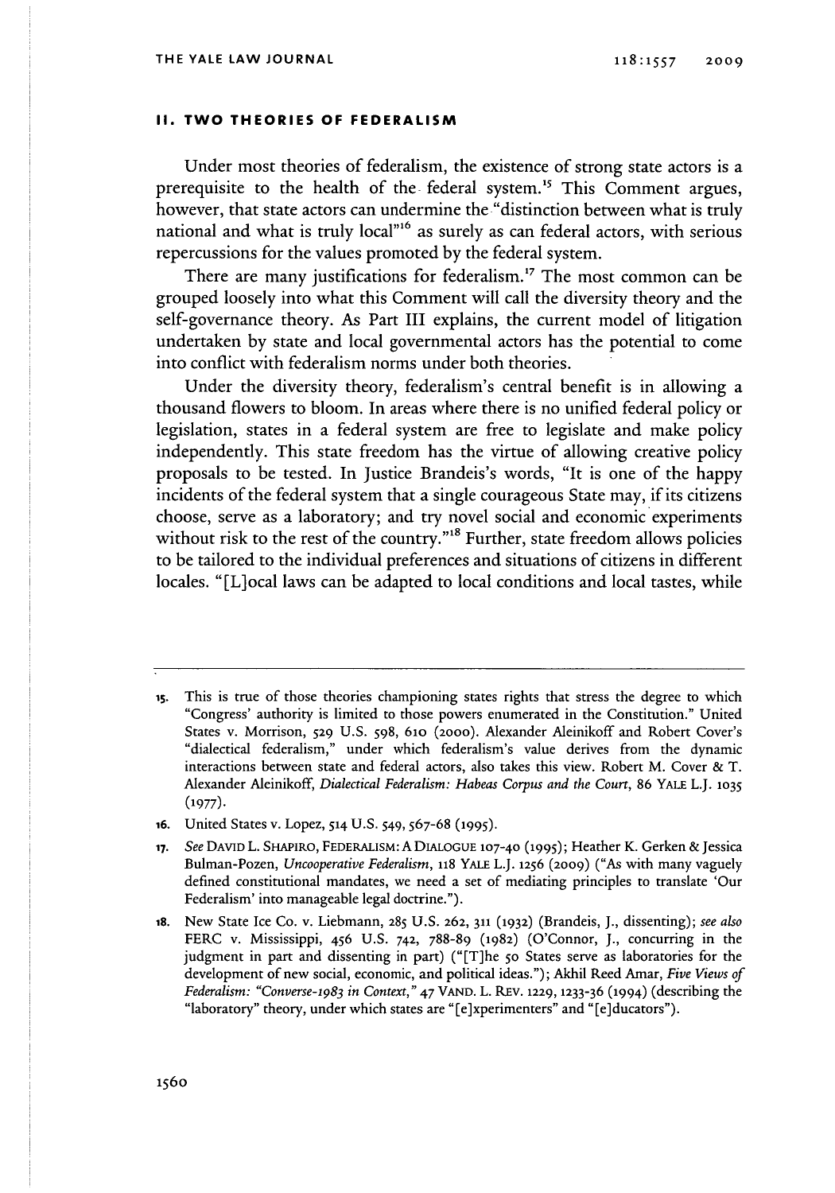## II. TWO THEORIES OF FEDERALISM

Under most theories of federalism, the existence of strong state actors is a prerequisite to the health of the federal system.[15] This Comment argues, however, that state actors can undermine the "distinction between what is truly national and what is truly local"[16] as surely as can federal actors, with serious repercussions for the values promoted by the federal system.

There are many justifications for federalism.[17] The most common can be grouped loosely into what this Comment will call the diversity theory and the self-governance theory. As Part III explains, the current model of litigation undertaken by state and local governmental actors has the potential to come into conflict with federalism norms under both theories.

Under the diversity theory, federalism's central benefit is in allowing a thousand flowers to bloom. In areas where there is no unified federal policy or legislation, states in a federal system are free to legislate and make policy independently. This state freedom has the virtue of allowing creative policy proposals to be tested. In Justice Brandeis's words, "It is one of the happy incidents of the federal system that a single courageous State may, if its citizens choose, serve as a laboratory; and try novel social and economic experiments without risk to the rest of the country."[18] Further, state freedom allows policies to be tailored to the individual preferences and situations of citizens in different locales. "[L]ocal laws can be adapted to local conditions and local tastes, while

---

15. This is true of those theories championing states rights that stress the degree to which "Congress' authority is limited to those powers enumerated in the Constitution." United States v. Morrison, 529 U.S. 598, 610 (2000). Alexander Aleinikoff and Robert Cover's "dialectical federalism," under which federalism's value derives from the dynamic interactions between state and federal actors, also takes this view. Robert M. Cover & T. Alexander Aleinikoff, *Dialectical Federalism: Habeas Corpus and the Court*, 86 YALE L.J. 1035 (1977).

16. United States v. Lopez, 514 U.S. 549, 567-68 (1995).

17. *See* DAVID L. SHAPIRO, FEDERALISM: A DIALOGUE 107-40 (1995); Heather K. Gerken & Jessica Bulman-Pozen, *Uncooperative Federalism*, 118 YALE L.J. 1256 (2009) ("As with many vaguely defined constitutional mandates, we need a set of mediating principles to translate 'Our Federalism' into manageable legal doctrine.").

18. New State Ice Co. v. Liebmann, 285 U.S. 262, 311 (1932) (Brandeis, J., dissenting); *see also* FERC v. Mississippi, 456 U.S. 742, 788-89 (1982) (O'Connor, J., concurring in the judgment in part and dissenting in part) ("[T]he 50 States serve as laboratories for the development of new social, economic, and political ideas."); Akhil Reed Amar, *Five Views of Federalism: "Converse-1983 in Context,"* 47 VAND. L. REV. 1229, 1233-36 (1994) (describing the "laboratory" theory, under which states are "[e]xperimenters" and "[e]ducators").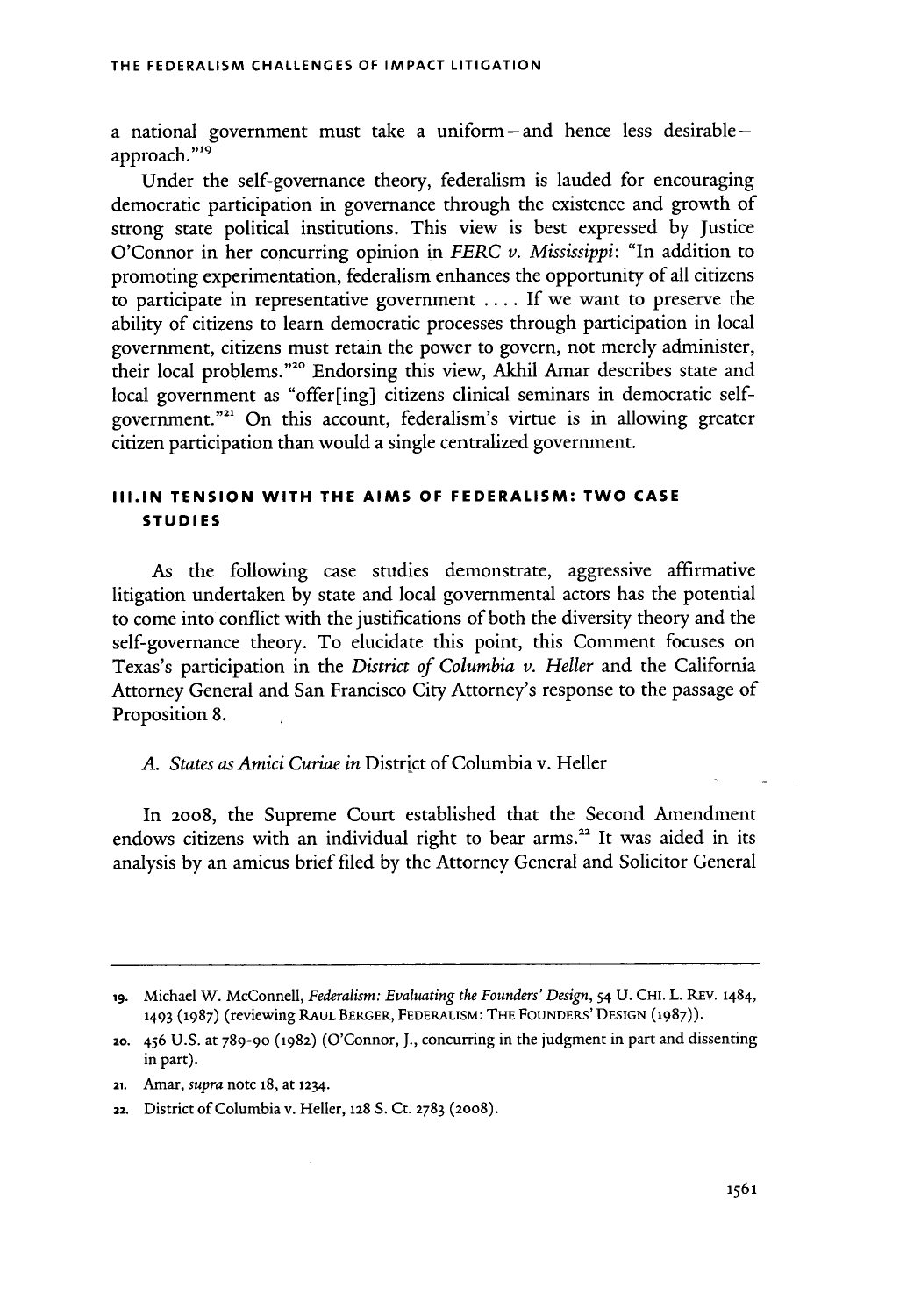a national government must take a uniform—and hence less desirable—approach."[19]

Under the self-governance theory, federalism is lauded for encouraging democratic participation in governance through the existence and growth of strong state political institutions. This view is best expressed by Justice O'Connor in her concurring opinion in *FERC v. Mississippi*: "In addition to promoting experimentation, federalism enhances the opportunity of all citizens to participate in representative government . . . . If we want to preserve the ability of citizens to learn democratic processes through participation in local government, citizens must retain the power to govern, not merely administer, their local problems."[20] Endorsing this view, Akhil Amar describes state and local government as "offer[ing] citizens clinical seminars in democratic self-government."[21] On this account, federalism's virtue is in allowing greater citizen participation than would a single centralized government.

## III. IN TENSION WITH THE AIMS OF FEDERALISM: TWO CASE STUDIES

As the following case studies demonstrate, aggressive affirmative litigation undertaken by state and local governmental actors has the potential to come into conflict with the justifications of both the diversity theory and the self-governance theory. To elucidate this point, this Comment focuses on Texas's participation in the *District of Columbia v. Heller* and the California Attorney General and San Francisco City Attorney's response to the passage of Proposition 8.

### A. *States as Amici Curiae in* District of Columbia v. Heller

In 2008, the Supreme Court established that the Second Amendment endows citizens with an individual right to bear arms.[22] It was aided in its analysis by an amicus brief filed by the Attorney General and Solicitor General

---

19. Michael W. McConnell, *Federalism: Evaluating the Founders' Design*, 54 U. CHI. L. REV. 1484, 1493 (1987) (reviewing RAUL BERGER, FEDERALISM: THE FOUNDERS' DESIGN (1987)).

20. 456 U.S. at 789-90 (1982) (O'Connor, J., concurring in the judgment in part and dissenting in part).

21. Amar, *supra* note 18, at 1234.

22. District of Columbia v. Heller, 128 S. Ct. 2783 (2008).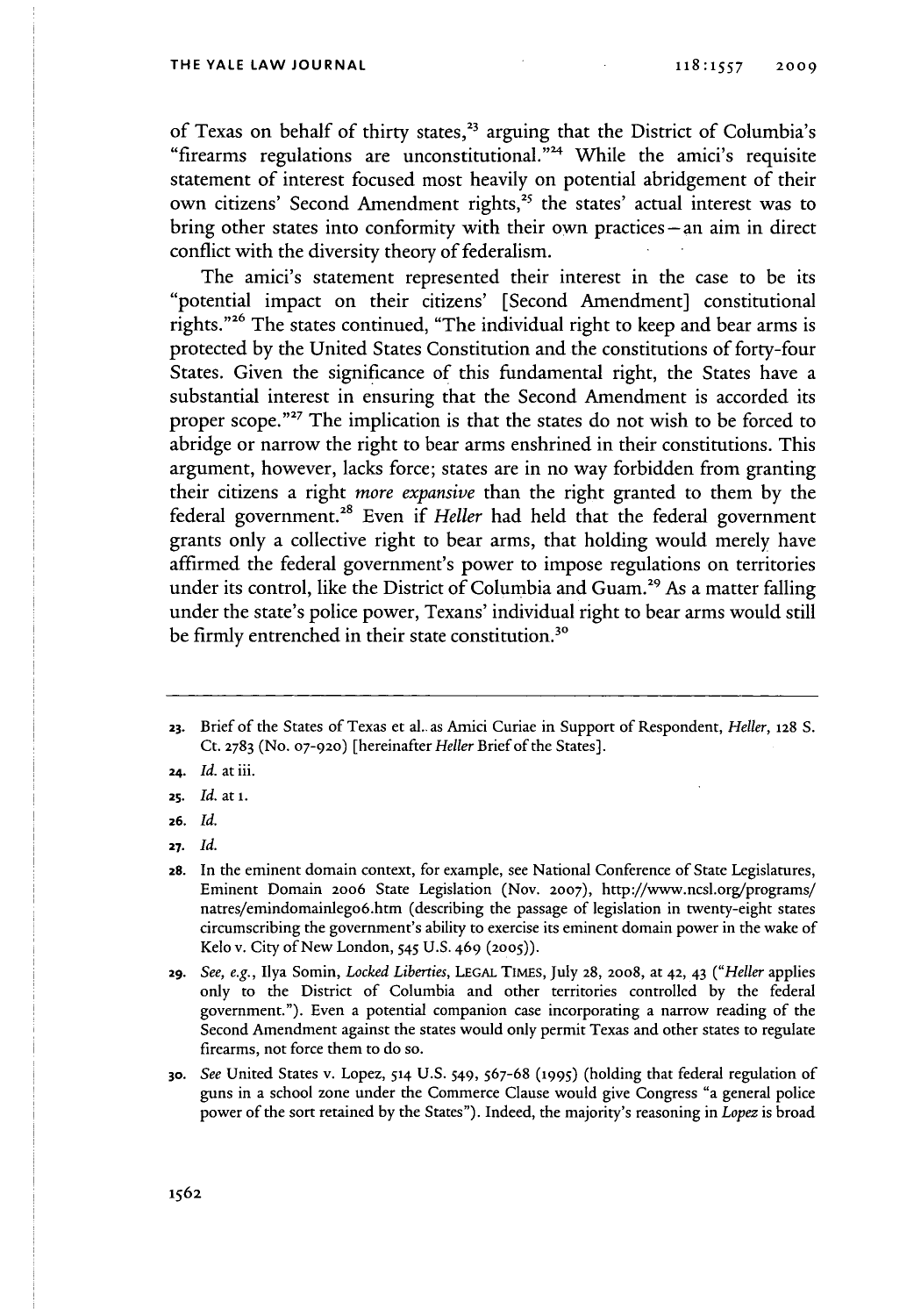of Texas on behalf of thirty states,[23] arguing that the District of Columbia's "firearms regulations are unconstitutional."[24] While the amici's requisite statement of interest focused most heavily on potential abridgement of their own citizens' Second Amendment rights,[25] the states' actual interest was to bring other states into conformity with their own practices—an aim in direct conflict with the diversity theory of federalism.

The amici's statement represented their interest in the case to be its "potential impact on their citizens' [Second Amendment] constitutional rights."[26] The states continued, "The individual right to keep and bear arms is protected by the United States Constitution and the constitutions of forty-four States. Given the significance of this fundamental right, the States have a substantial interest in ensuring that the Second Amendment is accorded its proper scope."[27] The implication is that the states do not wish to be forced to abridge or narrow the right to bear arms enshrined in their constitutions. This argument, however, lacks force; states are in no way forbidden from granting their citizens a right *more expansive* than the right granted to them by the federal government.[28] Even if *Heller* had held that the federal government grants only a collective right to bear arms, that holding would merely have affirmed the federal government's power to impose regulations on territories under its control, like the District of Columbia and Guam.[29] As a matter falling under the state's police power, Texans' individual right to bear arms would still be firmly entrenched in their state constitution.[30]

---

23. Brief of the States of Texas et al. as Amici Curiae in Support of Respondent, *Heller*, 128 S. Ct. 2783 (No. 07-920) [hereinafter *Heller* Brief of the States].

24. *Id.* at iii.

25. *Id.* at 1.

26. *Id.*

27. *Id.*

28. In the eminent domain context, for example, see National Conference of State Legislatures, Eminent Domain 2006 State Legislation (Nov. 2007), http://www.ncsl.org/programs/natres/emindomainleg06.htm (describing the passage of legislation in twenty-eight states circumscribing the government's ability to exercise its eminent domain power in the wake of Kelo v. City of New London, 545 U.S. 469 (2005)).

29. *See, e.g.*, Ilya Somin, *Locked Liberties*, LEGAL TIMES, July 28, 2008, at 42, 43 ("*Heller* applies only to the District of Columbia and other territories controlled by the federal government."). Even a potential companion case incorporating a narrow reading of the Second Amendment against the states would only permit Texas and other states to regulate firearms, not force them to do so.

30. *See* United States v. Lopez, 514 U.S. 549, 567-68 (1995) (holding that federal regulation of guns in a school zone under the Commerce Clause would give Congress "a general police power of the sort retained by the States"). Indeed, the majority's reasoning in *Lopez* is broad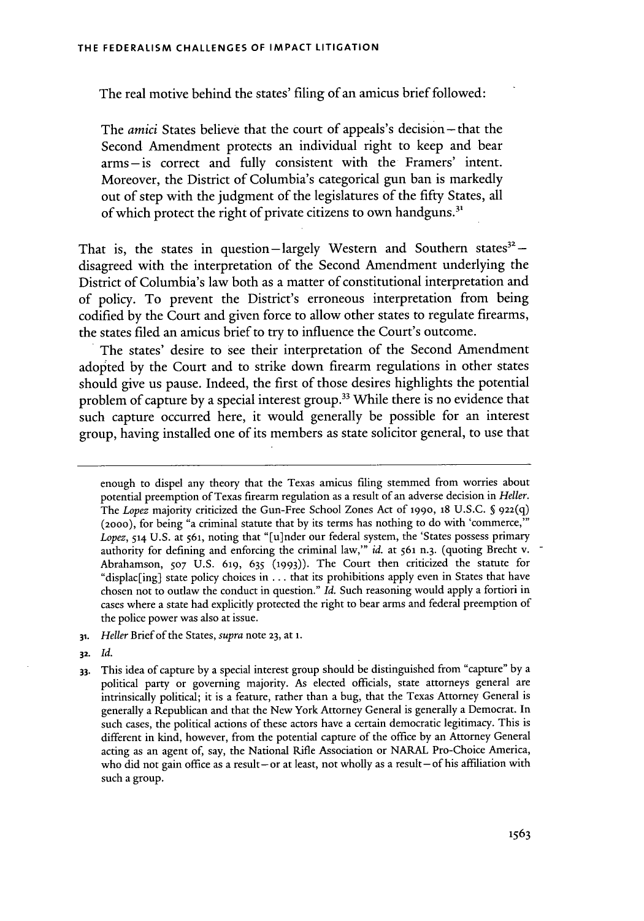The real motive behind the states' filing of an amicus brief followed:

> The *amici* States believe that the court of appeals's decision—that the Second Amendment protects an individual right to keep and bear arms—is correct and fully consistent with the Framers' intent. Moreover, the District of Columbia's categorical gun ban is markedly out of step with the judgment of the legislatures of the fifty States, all of which protect the right of private citizens to own handguns.[31]

That is, the states in question—largely Western and Southern states[32]—disagreed with the interpretation of the Second Amendment underlying the District of Columbia's law both as a matter of constitutional interpretation and of policy. To prevent the District's erroneous interpretation from being codified by the Court and given force to allow other states to regulate firearms, the states filed an amicus brief to try to influence the Court's outcome.

The states' desire to see their interpretation of the Second Amendment adopted by the Court and to strike down firearm regulations in other states should give us pause. Indeed, the first of those desires highlights the potential problem of capture by a special interest group.[33] While there is no evidence that such capture occurred here, it would generally be possible for an interest group, having installed one of its members as state solicitor general, to use that

---

enough to dispel any theory that the Texas amicus filing stemmed from worries about potential preemption of Texas firearm regulation as a result of an adverse decision in *Heller*. The *Lopez* majority criticized the Gun-Free School Zones Act of 1990, 18 U.S.C. § 922(q) (2000), for being "a criminal statute that by its terms has nothing to do with 'commerce,'" *Lopez*, 514 U.S. at 561, noting that "[u]nder our federal system, the 'States possess primary authority for defining and enforcing the criminal law,'" *id.* at 561 n.3. (quoting Brecht v. Abrahamson, 507 U.S. 619, 635 (1993)). The Court then criticized the statute for "displac[ing] state policy choices in ... that its prohibitions apply even in States that have chosen not to outlaw the conduct in question." *Id.* Such reasoning would apply a fortiori in cases where a state had explicitly protected the right to bear arms and federal preemption of the police power was also at issue.

31. *Heller* Brief of the States, *supra* note 23, at 1.

32. *Id.*

33. This idea of capture by a special interest group should be distinguished from "capture" by a political party or governing majority. As elected officials, state attorneys general are intrinsically political; it is a feature, rather than a bug, that the Texas Attorney General is generally a Republican and that the New York Attorney General is generally a Democrat. In such cases, the political actions of these actors have a certain democratic legitimacy. This is different in kind, however, from the potential capture of the office by an Attorney General acting as an agent of, say, the National Rifle Association or NARAL Pro-Choice America, who did not gain office as a result—or at least, not wholly as a result—of his affiliation with such a group.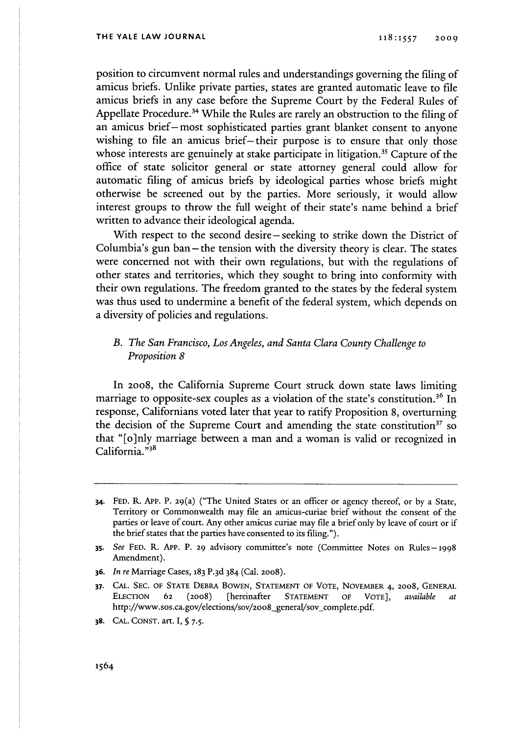position to circumvent normal rules and understandings governing the filing of amicus briefs. Unlike private parties, states are granted automatic leave to file amicus briefs in any case before the Supreme Court by the Federal Rules of Appellate Procedure.[34] While the Rules are rarely an obstruction to the filing of an amicus brief—most sophisticated parties grant blanket consent to anyone wishing to file an amicus brief—their purpose is to ensure that only those whose interests are genuinely at stake participate in litigation.[35] Capture of the office of state solicitor general or state attorney general could allow for automatic filing of amicus briefs by ideological parties whose briefs might otherwise be screened out by the parties. More seriously, it would allow interest groups to throw the full weight of their state's name behind a brief written to advance their ideological agenda.

With respect to the second desire—seeking to strike down the District of Columbia's gun ban—the tension with the diversity theory is clear. The states were concerned not with their own regulations, but with the regulations of other states and territories, which they sought to bring into conformity with their own regulations. The freedom granted to the states by the federal system was thus used to undermine a benefit of the federal system, which depends on a diversity of policies and regulations.

### *B. The San Francisco, Los Angeles, and Santa Clara County Challenge to Proposition 8*

In 2008, the California Supreme Court struck down state laws limiting marriage to opposite-sex couples as a violation of the state's constitution.[36] In response, Californians voted later that year to ratify Proposition 8, overturning the decision of the Supreme Court and amending the state constitution[37] so that "[o]nly marriage between a man and a woman is valid or recognized in California."[38]

---

34. FED. R. APP. P. 29(a) ("The United States or an officer or agency thereof, or by a State, Territory or Commonwealth may file an amicus-curiae brief without the consent of the parties or leave of court. Any other amicus curiae may file a brief only by leave of court or if the brief states that the parties have consented to its filing.").

35. *See* FED. R. APP. P. 29 advisory committee's note (Committee Notes on Rules—1998 Amendment).

36. *In re* Marriage Cases, 183 P.3d 384 (Cal. 2008).

37. CAL. SEC. OF STATE DEBRA BOWEN, STATEMENT OF VOTE, NOVEMBER 4, 2008, GENERAL ELECTION 62 (2008) [hereinafter STATEMENT OF VOTE], *available at* http://www.sos.ca.gov/elections/sov/2008_general/sov_complete.pdf.

38. CAL. CONST. art. I, § 7.5.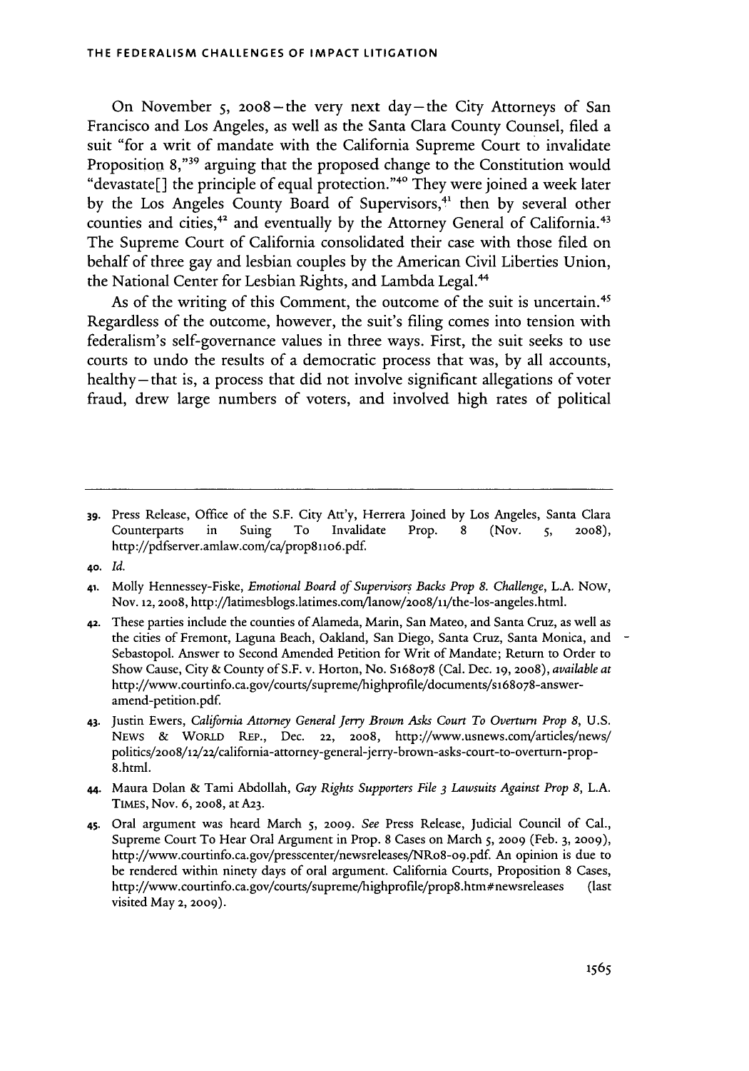On November 5, 2008—the very next day—the City Attorneys of San Francisco and Los Angeles, as well as the Santa Clara County Counsel, filed a suit "for a writ of mandate with the California Supreme Court to invalidate Proposition 8,"[39] arguing that the proposed change to the Constitution would "devastate[] the principle of equal protection."[40] They were joined a week later by the Los Angeles County Board of Supervisors,[41] then by several other counties and cities,[42] and eventually by the Attorney General of California.[43] The Supreme Court of California consolidated their case with those filed on behalf of three gay and lesbian couples by the American Civil Liberties Union, the National Center for Lesbian Rights, and Lambda Legal.[44]

As of the writing of this Comment, the outcome of the suit is uncertain.[45] Regardless of the outcome, however, the suit's filing comes into tension with federalism's self-governance values in three ways. First, the suit seeks to use courts to undo the results of a democratic process that was, by all accounts, healthy—that is, a process that did not involve significant allegations of voter fraud, drew large numbers of voters, and involved high rates of political

---

39. Press Release, Office of the S.F. City Att'y, Herrera Joined by Los Angeles, Santa Clara Counterparts in Suing To Invalidate Prop. 8 (Nov. 5, 2008), http://pdfserver.amlaw.com/ca/prop81106.pdf.

40. *Id.*

41. Molly Hennessey-Fiske, *Emotional Board of Supervisors Backs Prop 8. Challenge*, L.A. NOW, Nov. 12, 2008, http://latimesblogs.latimes.com/lanow/2008/11/the-los-angeles.html.

42. These parties include the counties of Alameda, Marin, San Mateo, and Santa Cruz, as well as the cities of Fremont, Laguna Beach, Oakland, San Diego, Santa Cruz, Santa Monica, and Sebastopol. Answer to Second Amended Petition for Writ of Mandate; Return to Order to Show Cause, City & County of S.F. v. Horton, No. S168078 (Cal. Dec. 19, 2008), *available at* http://www.courtinfo.ca.gov/courts/supreme/highprofile/documents/s168078-answer-amend-petition.pdf.

43. Justin Ewers, *California Attorney General Jerry Brown Asks Court To Overturn Prop 8*, U.S. NEWS & WORLD REP., Dec. 22, 2008, http://www.usnews.com/articles/news/politics/2008/12/22/california-attorney-general-jerry-brown-asks-court-to-overturn-prop-8.html.

44. Maura Dolan & Tami Abdollah, *Gay Rights Supporters File 3 Lawsuits Against Prop 8*, L.A. TIMES, Nov. 6, 2008, at A23.

45. Oral argument was heard March 5, 2009. *See* Press Release, Judicial Council of Cal., Supreme Court To Hear Oral Argument in Prop. 8 Cases on March 5, 2009 (Feb. 3, 2009), http://www.courtinfo.ca.gov/presscenter/newsreleases/NR08-09.pdf. An opinion is due to be rendered within ninety days of oral argument. California Courts, Proposition 8 Cases, http://www.courtinfo.ca.gov/courts/supreme/highprofile/prop8.htm#newsreleases (last visited May 2, 2009).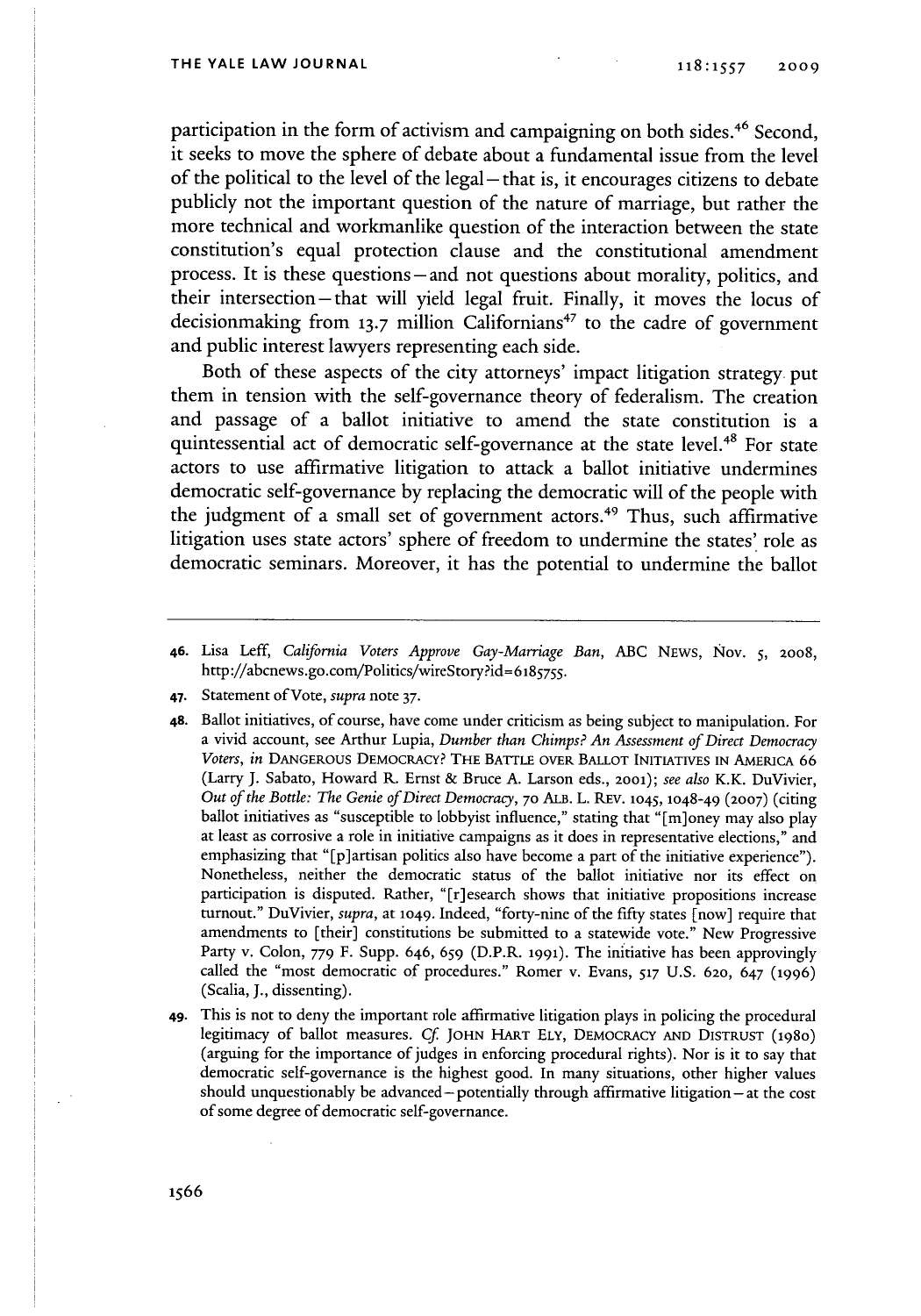participation in the form of activism and campaigning on both sides.[46] Second, it seeks to move the sphere of debate about a fundamental issue from the level of the political to the level of the legal—that is, it encourages citizens to debate publicly not the important question of the nature of marriage, but rather the more technical and workmanlike question of the interaction between the state constitution's equal protection clause and the constitutional amendment process. It is these questions—and not questions about morality, politics, and their intersection—that will yield legal fruit. Finally, it moves the locus of decisionmaking from 13.7 million Californians[47] to the cadre of government and public interest lawyers representing each side.

Both of these aspects of the city attorneys' impact litigation strategy put them in tension with the self-governance theory of federalism. The creation and passage of a ballot initiative to amend the state constitution is a quintessential act of democratic self-governance at the state level.[48] For state actors to use affirmative litigation to attack a ballot initiative undermines democratic self-governance by replacing the democratic will of the people with the judgment of a small set of government actors.[49] Thus, such affirmative litigation uses state actors' sphere of freedom to undermine the states' role as democratic seminars. Moreover, it has the potential to undermine the ballot

46. Lisa Leff, *California Voters Approve Gay-Marriage Ban*, ABC NEWS, Nov. 5, 2008, http://abcnews.go.com/Politics/wireStory?id=6185755.

47. Statement of Vote, *supra* note 37.

48. Ballot initiatives, of course, have come under criticism as being subject to manipulation. For a vivid account, see Arthur Lupia, *Dumber than Chimps? An Assessment of Direct Democracy Voters*, *in* DANGEROUS DEMOCRACY? THE BATTLE OVER BALLOT INITIATIVES IN AMERICA 66 (Larry J. Sabato, Howard R. Ernst & Bruce A. Larson eds., 2001); *see also* K.K. DuVivier, *Out of the Bottle: The Genie of Direct Democracy*, 70 ALB. L. REV. 1045, 1048-49 (2007) (citing ballot initiatives as "susceptible to lobbyist influence," stating that "[m]oney may also play at least as corrosive a role in initiative campaigns as it does in representative elections," and emphasizing that "[p]artisan politics also have become a part of the initiative experience"). Nonetheless, neither the democratic status of the ballot initiative nor its effect on participation is disputed. Rather, "[r]esearch shows that initiative propositions increase turnout." DuVivier, *supra*, at 1049. Indeed, "forty-nine of the fifty states [now] require that amendments to [their] constitutions be submitted to a statewide vote." New Progressive Party v. Colon, 779 F. Supp. 646, 659 (D.P.R. 1991). The initiative has been approvingly called the "most democratic of procedures." Romer v. Evans, 517 U.S. 620, 647 (1996) (Scalia, J., dissenting).

49. This is not to deny the important role affirmative litigation plays in policing the procedural legitimacy of ballot measures. *Cf.* JOHN HART ELY, DEMOCRACY AND DISTRUST (1980) (arguing for the importance of judges in enforcing procedural rights). Nor is it to say that democratic self-governance is the highest good. In many situations, other higher values should unquestionably be advanced—potentially through affirmative litigation—at the cost of some degree of democratic self-governance.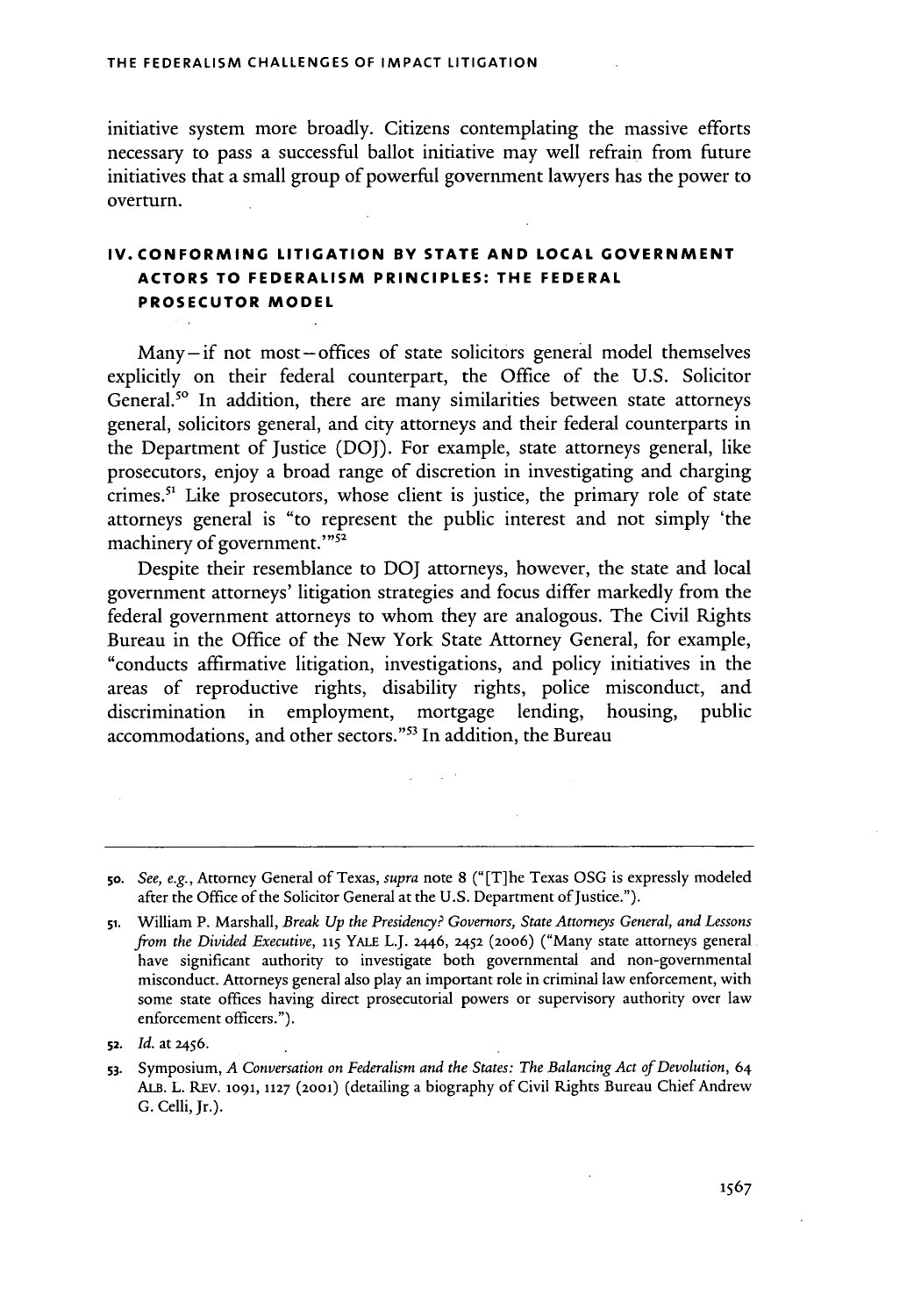initiative system more broadly. Citizens contemplating the massive efforts necessary to pass a successful ballot initiative may well refrain from future initiatives that a small group of powerful government lawyers has the power to overturn.

## IV. CONFORMING LITIGATION BY STATE AND LOCAL GOVERNMENT ACTORS TO FEDERALISM PRINCIPLES: THE FEDERAL PROSECUTOR MODEL

Many—if not most—offices of state solicitors general model themselves explicitly on their federal counterpart, the Office of the U.S. Solicitor General.[50] In addition, there are many similarities between state attorneys general, solicitors general, and city attorneys and their federal counterparts in the Department of Justice (DOJ). For example, state attorneys general, like prosecutors, enjoy a broad range of discretion in investigating and charging crimes.[51] Like prosecutors, whose client is justice, the primary role of state attorneys general is "to represent the public interest and not simply 'the machinery of government.'"[52]

Despite their resemblance to DOJ attorneys, however, the state and local government attorneys' litigation strategies and focus differ markedly from the federal government attorneys to whom they are analogous. The Civil Rights Bureau in the Office of the New York State Attorney General, for example, "conducts affirmative litigation, investigations, and policy initiatives in the areas of reproductive rights, disability rights, police misconduct, and discrimination in employment, mortgage lending, housing, public accommodations, and other sectors."[53] In addition, the Bureau

---

50. *See, e.g.*, Attorney General of Texas, *supra* note 8 ("[T]he Texas OSG is expressly modeled after the Office of the Solicitor General at the U.S. Department of Justice.").

51. William P. Marshall, *Break Up the Presidency? Governors, State Attorneys General, and Lessons from the Divided Executive*, 115 YALE L.J. 2446, 2452 (2006) ("Many state attorneys general have significant authority to investigate both governmental and non-governmental misconduct. Attorneys general also play an important role in criminal law enforcement, with some state offices having direct prosecutorial powers or supervisory authority over law enforcement officers.").

52. *Id.* at 2456.

53. Symposium, *A Conversation on Federalism and the States: The Balancing Act of Devolution*, 64 ALB. L. REV. 1091, 1127 (2001) (detailing a biography of Civil Rights Bureau Chief Andrew G. Celli, Jr.).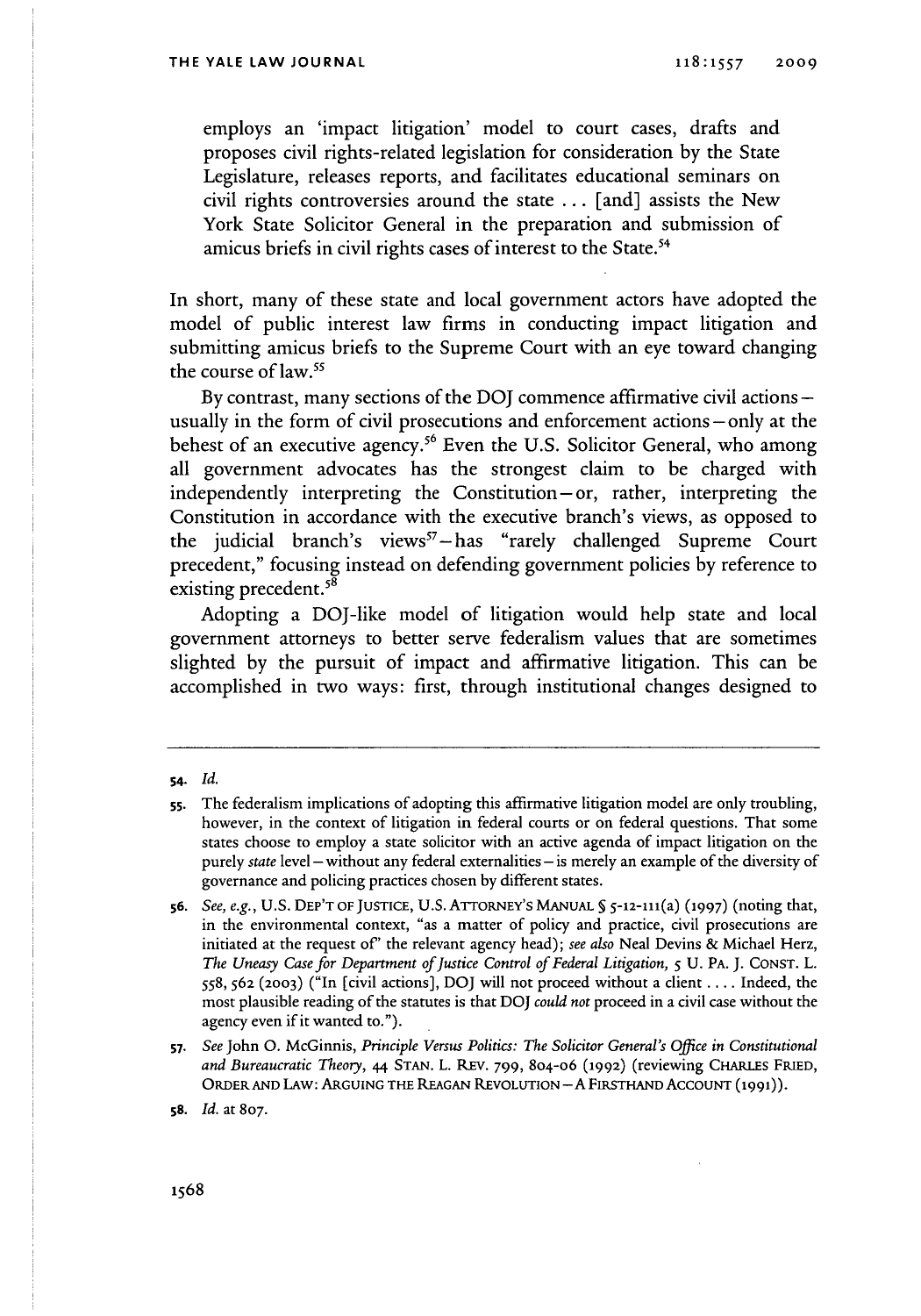> employs an 'impact litigation' model to court cases, drafts and proposes civil rights-related legislation for consideration by the State Legislature, releases reports, and facilitates educational seminars on civil rights controversies around the state . . . [and] assists the New York State Solicitor General in the preparation and submission of amicus briefs in civil rights cases of interest to the State.[54]

In short, many of these state and local government actors have adopted the model of public interest law firms in conducting impact litigation and submitting amicus briefs to the Supreme Court with an eye toward changing the course of law.[55]

By contrast, many sections of the DOJ commence affirmative civil actions—usually in the form of civil prosecutions and enforcement actions—only at the behest of an executive agency.[56] Even the U.S. Solicitor General, who among all government advocates has the strongest claim to be charged with independently interpreting the Constitution—or, rather, interpreting the Constitution in accordance with the executive branch's views, as opposed to the judicial branch's views[57]—has "rarely challenged Supreme Court precedent," focusing instead on defending government policies by reference to existing precedent.[58]

Adopting a DOJ-like model of litigation would help state and local government attorneys to better serve federalism values that are sometimes slighted by the pursuit of impact and affirmative litigation. This can be accomplished in two ways: first, through institutional changes designed to

---

54. *Id.*

55. The federalism implications of adopting this affirmative litigation model are only troubling, however, in the context of litigation in federal courts or on federal questions. That some states choose to employ a state solicitor with an active agenda of impact litigation on the purely *state* level—without any federal externalities—is merely an example of the diversity of governance and policing practices chosen by different states.

56. *See, e.g.*, U.S. DEP'T OF JUSTICE, U.S. ATTORNEY'S MANUAL § 5-12-111(a) (1997) (noting that, in the environmental context, "as a matter of policy and practice, civil prosecutions are initiated at the request of" the relevant agency head); *see also* Neal Devins & Michael Herz, *The Uneasy Case for Department of Justice Control of Federal Litigation*, 5 U. PA. J. CONST. L. 558, 562 (2003) ("In [civil actions], DOJ will not proceed without a client . . . . Indeed, the most plausible reading of the statutes is that DOJ *could not* proceed in a civil case without the agency even if it wanted to.").

57. *See* John O. McGinnis, *Principle Versus Politics: The Solicitor General's Office in Constitutional and Bureaucratic Theory*, 44 STAN. L. REV. 799, 804-06 (1992) (reviewing CHARLES FRIED, ORDER AND LAW: ARGUING THE REAGAN REVOLUTION—A FIRSTHAND ACCOUNT (1991)).

58. *Id.* at 807.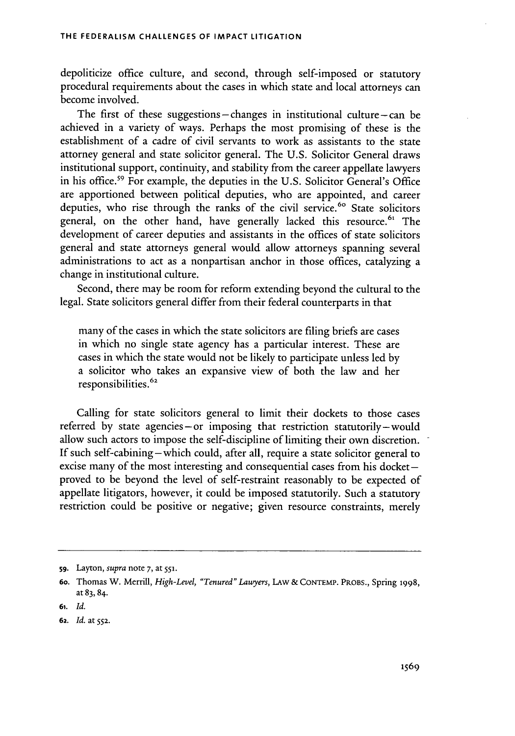depoliticize office culture, and second, through self-imposed or statutory procedural requirements about the cases in which state and local attorneys can become involved.

The first of these suggestions—changes in institutional culture—can be achieved in a variety of ways. Perhaps the most promising of these is the establishment of a cadre of civil servants to work as assistants to the state attorney general and state solicitor general. The U.S. Solicitor General draws institutional support, continuity, and stability from the career appellate lawyers in his office.[59] For example, the deputies in the U.S. Solicitor General's Office are apportioned between political deputies, who are appointed, and career deputies, who rise through the ranks of the civil service.[60] State solicitors general, on the other hand, have generally lacked this resource.[61] The development of career deputies and assistants in the offices of state solicitors general and state attorneys general would allow attorneys spanning several administrations to act as a nonpartisan anchor in those offices, catalyzing a change in institutional culture.

Second, there may be room for reform extending beyond the cultural to the legal. State solicitors general differ from their federal counterparts in that

> many of the cases in which the state solicitors are filing briefs are cases in which no single state agency has a particular interest. These are cases in which the state would not be likely to participate unless led by a solicitor who takes an expansive view of both the law and her responsibilities.[62]

Calling for state solicitors general to limit their dockets to those cases referred by state agencies—or imposing that restriction statutorily—would allow such actors to impose the self-discipline of limiting their own discretion. If such self-cabining—which could, after all, require a state solicitor general to excise many of the most interesting and consequential cases from his docket—proved to be beyond the level of self-restraint reasonably to be expected of appellate litigators, however, it could be imposed statutorily. Such a statutory restriction could be positive or negative; given resource constraints, merely

---

59. Layton, *supra* note 7, at 551.

60. Thomas W. Merrill, *High-Level, "Tenured" Lawyers*, LAW & CONTEMP. PROBS., Spring 1998, at 83, 84.

61. *Id.*

62. *Id.* at 552.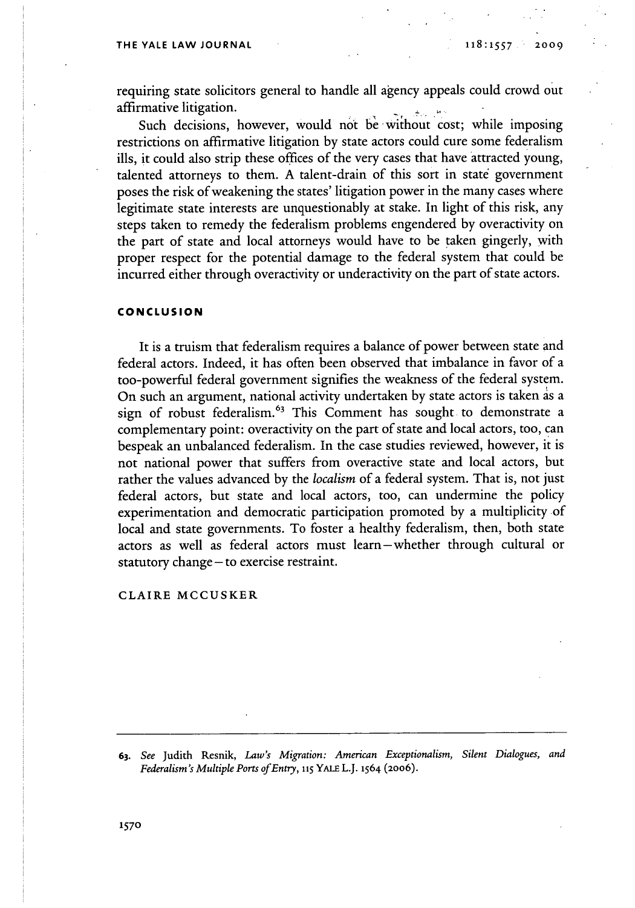requiring state solicitors general to handle all agency appeals could crowd out affirmative litigation.

Such decisions, however, would not be without cost; while imposing restrictions on affirmative litigation by state actors could cure some federalism ills, it could also strip these offices of the very cases that have attracted young, talented attorneys to them. A talent-drain of this sort in state government poses the risk of weakening the states' litigation power in the many cases where legitimate state interests are unquestionably at stake. In light of this risk, any steps taken to remedy the federalism problems engendered by overactivity on the part of state and local attorneys would have to be taken gingerly, with proper respect for the potential damage to the federal system that could be incurred either through overactivity or underactivity on the part of state actors.

## CONCLUSION

It is a truism that federalism requires a balance of power between state and federal actors. Indeed, it has often been observed that imbalance in favor of a too-powerful federal government signifies the weakness of the federal system. On such an argument, national activity undertaken by state actors is taken as a sign of robust federalism.[63] This Comment has sought to demonstrate a complementary point: overactivity on the part of state and local actors, too, can bespeak an unbalanced federalism. In the case studies reviewed, however, it is not national power that suffers from overactive state and local actors, but rather the values advanced by the *localism* of a federal system. That is, not just federal actors, but state and local actors, too, can undermine the policy experimentation and democratic participation promoted by a multiplicity of local and state governments. To foster a healthy federalism, then, both state actors as well as federal actors must learn—whether through cultural or statutory change—to exercise restraint.

CLAIRE MCCUSKER

63. *See* Judith Resnik, *Law's Migration: American Exceptionalism, Silent Dialogues, and Federalism's Multiple Ports of Entry*, 115 YALE L.J. 1564 (2006).